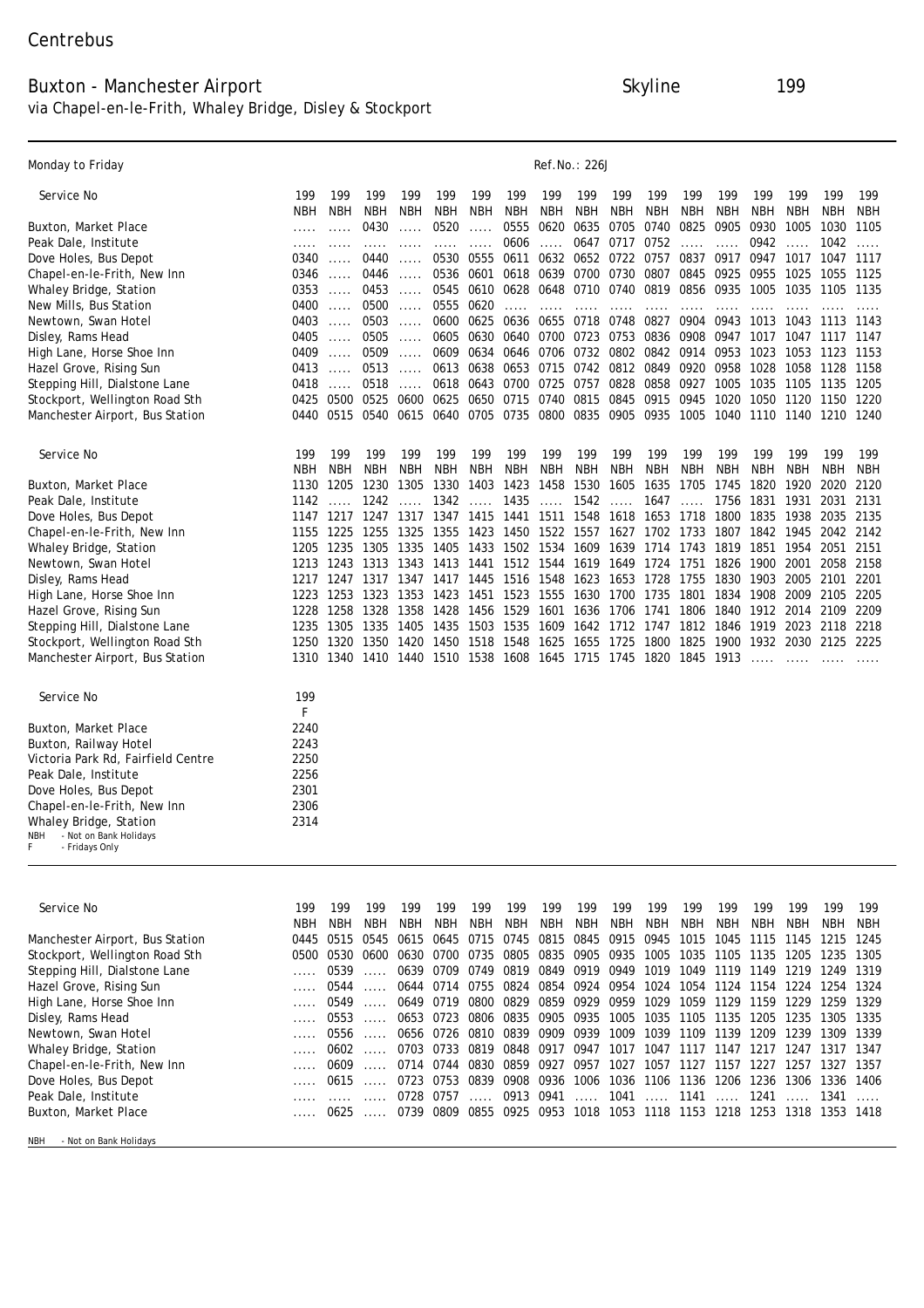Centrebus

## Buxton - Manchester Airport

via Chapel-en-le-Frith, Whaley Bridge, Disley & Stockport

Skyline 199

Monday to Friday

Ref.No.: 226J

| Service No | 199 | 199 | 199 | 199 | 199 | 199 | 199 | 199 | 199 | 199 | 199 | 199 | 199 | 199 | 199 | 199 | 199 |
|---|---|---|---|---|---|---|---|---|---|---|---|---|---|---|---|---|---|
| | NBH | NBH | NBH | NBH | NBH | NBH | NBH | NBH | NBH | NBH | NBH | NBH | NBH | NBH | NBH | NBH | NBH |
| Buxton, Market Place | ..... | ..... | 0430 | ..... | 0520 | ..... | 0555 | 0620 | 0635 | 0705 | 0740 | 0825 | 0905 | 0930 | 1005 | 1030 | 1105 |
| Peak Dale, Institute | ..... | ..... | ..... | ..... | ..... | ..... | 0606 | ..... | 0647 | 0717 | 0752 | ..... | ..... | 0942 | ..... | 1042 | ..... |
| Dove Holes, Bus Depot | 0340 | ..... | 0440 | ..... | 0530 | 0555 | 0611 | 0632 | 0652 | 0722 | 0757 | 0837 | 0917 | 0947 | 1017 | 1047 | 1117 |
| Chapel-en-le-Frith, New Inn | 0346 | ..... | 0446 | ..... | 0536 | 0601 | 0618 | 0639 | 0700 | 0730 | 0807 | 0845 | 0925 | 0955 | 1025 | 1055 | 1125 |
| Whaley Bridge, Station | 0353 | ..... | 0453 | ..... | 0545 | 0610 | 0628 | 0648 | 0710 | 0740 | 0819 | 0856 | 0935 | 1005 | 1035 | 1105 | 1135 |
| New Mills, Bus Station | 0400 | ..... | 0500 | ..... | 0555 | 0620 | ..... | ..... | ..... | ..... | ..... | ..... | ..... | ..... | ..... | ..... | ..... |
| Newtown, Swan Hotel | 0403 | ..... | 0503 | ..... | 0600 | 0625 | 0636 | 0655 | 0718 | 0748 | 0827 | 0904 | 0943 | 1013 | 1043 | 1113 | 1143 |
| Disley, Rams Head | 0405 | ..... | 0505 | ..... | 0605 | 0630 | 0640 | 0700 | 0723 | 0753 | 0836 | 0908 | 0947 | 1017 | 1047 | 1117 | 1147 |
| High Lane, Horse Shoe Inn | 0409 | ..... | 0509 | ..... | 0609 | 0634 | 0646 | 0706 | 0732 | 0802 | 0842 | 0914 | 0953 | 1023 | 1053 | 1123 | 1153 |
| Hazel Grove, Rising Sun | 0413 | ..... | 0513 | ..... | 0613 | 0638 | 0653 | 0715 | 0742 | 0812 | 0849 | 0920 | 0958 | 1028 | 1058 | 1128 | 1158 |
| Stepping Hill, Dialstone Lane | 0418 | ..... | 0518 | ..... | 0618 | 0643 | 0700 | 0725 | 0757 | 0828 | 0858 | 0927 | 1005 | 1035 | 1105 | 1135 | 1205 |
| Stockport, Wellington Road Sth | 0425 | 0500 | 0525 | 0600 | 0625 | 0650 | 0715 | 0740 | 0815 | 0845 | 0915 | 0945 | 1020 | 1050 | 1120 | 1150 | 1220 |
| Manchester Airport, Bus Station | 0440 | 0515 | 0540 | 0615 | 0640 | 0705 | 0735 | 0800 | 0835 | 0905 | 0935 | 1005 | 1040 | 1110 | 1140 | 1210 | 1240 |

| Service No | 199 | 199 | 199 | 199 | 199 | 199 | 199 | 199 | 199 | 199 | 199 | 199 | 199 | 199 | 199 | 199 | 199 |
|---|---|---|---|---|---|---|---|---|---|---|---|---|---|---|---|---|---|
| | NBH | NBH | NBH | NBH | NBH | NBH | NBH | NBH | NBH | NBH | NBH | NBH | NBH | NBH | NBH | NBH | NBH |
| Buxton, Market Place | 1130 | 1205 | 1230 | 1305 | 1330 | 1403 | 1423 | 1458 | 1530 | 1605 | 1635 | 1705 | 1745 | 1820 | 1920 | 2020 | 2120 |
| Peak Dale, Institute | 1142 | ..... | 1242 | ..... | 1342 | ..... | 1435 | ..... | 1542 | ..... | 1647 | ..... | 1756 | 1831 | 1931 | 2031 | 2131 |
| Dove Holes, Bus Depot | 1147 | 1217 | 1247 | 1317 | 1347 | 1415 | 1441 | 1511 | 1548 | 1618 | 1653 | 1718 | 1800 | 1835 | 1938 | 2035 | 2135 |
| Chapel-en-le-Frith, New Inn | 1155 | 1225 | 1255 | 1325 | 1355 | 1423 | 1450 | 1522 | 1557 | 1627 | 1702 | 1733 | 1807 | 1842 | 1945 | 2042 | 2142 |
| Whaley Bridge, Station | 1205 | 1235 | 1305 | 1335 | 1405 | 1433 | 1502 | 1534 | 1609 | 1639 | 1714 | 1743 | 1819 | 1851 | 1954 | 2051 | 2151 |
| Newtown, Swan Hotel | 1213 | 1243 | 1313 | 1343 | 1413 | 1441 | 1512 | 1544 | 1619 | 1649 | 1724 | 1751 | 1826 | 1900 | 2001 | 2058 | 2158 |
| Disley, Rams Head | 1217 | 1247 | 1317 | 1347 | 1417 | 1445 | 1516 | 1548 | 1623 | 1653 | 1728 | 1755 | 1830 | 1903 | 2005 | 2101 | 2201 |
| High Lane, Horse Shoe Inn | 1223 | 1253 | 1323 | 1353 | 1423 | 1451 | 1523 | 1555 | 1630 | 1700 | 1735 | 1801 | 1834 | 1908 | 2009 | 2105 | 2205 |
| Hazel Grove, Rising Sun | 1228 | 1258 | 1328 | 1358 | 1428 | 1456 | 1529 | 1601 | 1636 | 1706 | 1741 | 1806 | 1840 | 1912 | 2014 | 2109 | 2209 |
| Stepping Hill, Dialstone Lane | 1235 | 1305 | 1335 | 1405 | 1435 | 1503 | 1535 | 1609 | 1642 | 1712 | 1747 | 1812 | 1846 | 1919 | 2023 | 2118 | 2218 |
| Stockport, Wellington Road Sth | 1250 | 1320 | 1350 | 1420 | 1450 | 1518 | 1548 | 1625 | 1655 | 1725 | 1800 | 1825 | 1900 | 1932 | 2030 | 2125 | 2225 |
| Manchester Airport, Bus Station | 1310 | 1340 | 1410 | 1440 | 1510 | 1538 | 1608 | 1645 | 1715 | 1745 | 1820 | 1845 | 1913 | ..... | ..... | ..... | ..... |

| Service No | 199 |
|---|---|
| | F |
| Buxton, Market Place | 2240 |
| Buxton, Railway Hotel | 2243 |
| Victoria Park Rd, Fairfield Centre | 2250 |
| Peak Dale, Institute | 2256 |
| Dove Holes, Bus Depot | 2301 |
| Chapel-en-le-Frith, New Inn | 2306 |
| Whaley Bridge, Station | 2314 |

NBH - Not on Bank Holidays
F - Fridays Only

| Service No | 199 | 199 | 199 | 199 | 199 | 199 | 199 | 199 | 199 | 199 | 199 | 199 | 199 | 199 | 199 | 199 | 199 |
|---|---|---|---|---|---|---|---|---|---|---|---|---|---|---|---|---|---|
| | NBH | NBH | NBH | NBH | NBH | NBH | NBH | NBH | NBH | NBH | NBH | NBH | NBH | NBH | NBH | NBH | NBH |
| Manchester Airport, Bus Station | 0445 | 0515 | 0545 | 0615 | 0645 | 0715 | 0745 | 0815 | 0845 | 0915 | 0945 | 1015 | 1045 | 1115 | 1145 | 1215 | 1245 |
| Stockport, Wellington Road Sth | 0500 | 0530 | 0600 | 0630 | 0700 | 0735 | 0805 | 0835 | 0905 | 0935 | 1005 | 1035 | 1105 | 1135 | 1205 | 1235 | 1305 |
| Stepping Hill, Dialstone Lane | ..... | 0539 | ..... | 0639 | 0709 | 0749 | 0819 | 0849 | 0919 | 0949 | 1019 | 1049 | 1119 | 1149 | 1219 | 1249 | 1319 |
| Hazel Grove, Rising Sun | ..... | 0544 | ..... | 0644 | 0714 | 0755 | 0824 | 0854 | 0924 | 0954 | 1024 | 1054 | 1124 | 1154 | 1224 | 1254 | 1324 |
| High Lane, Horse Shoe Inn | ..... | 0549 | ..... | 0649 | 0719 | 0800 | 0829 | 0859 | 0929 | 0959 | 1029 | 1059 | 1129 | 1159 | 1229 | 1259 | 1329 |
| Disley, Rams Head | ..... | 0553 | ..... | 0653 | 0723 | 0806 | 0835 | 0905 | 0935 | 1005 | 1035 | 1105 | 1135 | 1205 | 1235 | 1305 | 1335 |
| Newtown, Swan Hotel | ..... | 0556 | ..... | 0656 | 0726 | 0810 | 0839 | 0909 | 0939 | 1009 | 1039 | 1109 | 1139 | 1209 | 1239 | 1309 | 1339 |
| Whaley Bridge, Station | ..... | 0602 | ..... | 0703 | 0733 | 0819 | 0848 | 0917 | 0947 | 1017 | 1047 | 1117 | 1147 | 1217 | 1247 | 1317 | 1347 |
| Chapel-en-le-Frith, New Inn | ..... | 0609 | ..... | 0714 | 0744 | 0830 | 0859 | 0927 | 0957 | 1027 | 1057 | 1127 | 1157 | 1227 | 1257 | 1327 | 1357 |
| Dove Holes, Bus Depot | ..... | 0615 | ..... | 0723 | 0753 | 0839 | 0908 | 0936 | 1006 | 1036 | 1106 | 1136 | 1206 | 1236 | 1306 | 1336 | 1406 |
| Peak Dale, Institute | ..... | ..... | ..... | 0728 | 0757 | ..... | 0913 | 0941 | ..... | 1041 | ..... | 1141 | ..... | 1241 | ..... | 1341 | ..... |
| Buxton, Market Place | ..... | 0625 | ..... | 0739 | 0809 | 0855 | 0925 | 0953 | 1018 | 1053 | 1118 | 1153 | 1218 | 1253 | 1318 | 1353 | 1418 |

NBH - Not on Bank Holidays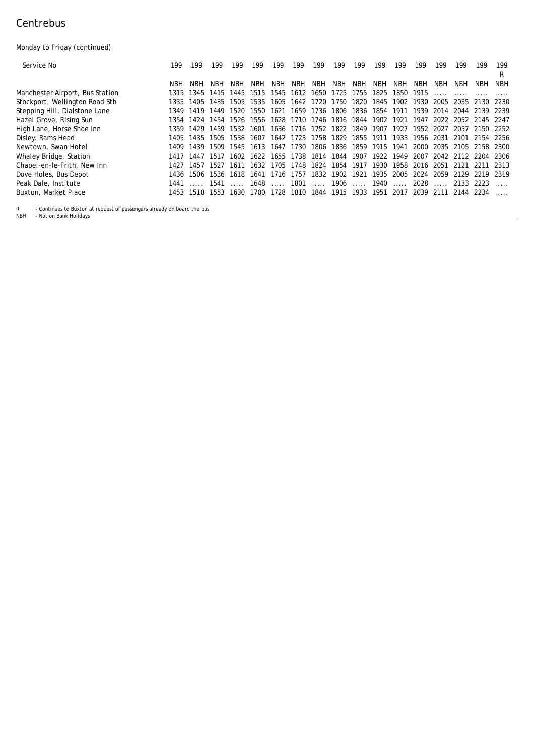# Centrebus

Monday to Friday (continued)

| Service No | 199 | 199 | 199 | 199 | 199 | 199 | 199 | 199 | 199 | 199 | 199 | 199 | 199 | 199 | 199 | 199 | 199 R |
|---|---|---|---|---|---|---|---|---|---|---|---|---|---|---|---|---|---|
| | NBH | NBH | NBH | NBH | NBH | NBH | NBH | NBH | NBH | NBH | NBH | NBH | NBH | NBH | NBH | NBH | NBH |
| Manchester Airport, Bus Station | 1315 | 1345 | 1415 | 1445 | 1515 | 1545 | 1612 | 1650 | 1725 | 1755 | 1825 | 1850 | 1915 | ..... | ..... | ..... | ..... |
| Stockport, Wellington Road Sth | 1335 | 1405 | 1435 | 1505 | 1535 | 1605 | 1642 | 1720 | 1750 | 1820 | 1845 | 1902 | 1930 | 2005 | 2035 | 2130 | 2230 |
| Stepping Hill, Dialstone Lane | 1349 | 1419 | 1449 | 1520 | 1550 | 1621 | 1659 | 1736 | 1806 | 1836 | 1854 | 1911 | 1939 | 2014 | 2044 | 2139 | 2239 |
| Hazel Grove, Rising Sun | 1354 | 1424 | 1454 | 1526 | 1556 | 1628 | 1710 | 1746 | 1816 | 1844 | 1902 | 1921 | 1947 | 2022 | 2052 | 2145 | 2247 |
| High Lane, Horse Shoe Inn | 1359 | 1429 | 1459 | 1532 | 1601 | 1636 | 1716 | 1752 | 1822 | 1849 | 1907 | 1927 | 1952 | 2027 | 2057 | 2150 | 2252 |
| Disley, Rams Head | 1405 | 1435 | 1505 | 1538 | 1607 | 1642 | 1723 | 1758 | 1829 | 1855 | 1911 | 1933 | 1956 | 2031 | 2101 | 2154 | 2256 |
| Newtown, Swan Hotel | 1409 | 1439 | 1509 | 1545 | 1613 | 1647 | 1730 | 1806 | 1836 | 1859 | 1915 | 1941 | 2000 | 2035 | 2105 | 2158 | 2300 |
| Whaley Bridge, Station | 1417 | 1447 | 1517 | 1602 | 1622 | 1655 | 1738 | 1814 | 1844 | 1907 | 1922 | 1949 | 2007 | 2042 | 2112 | 2204 | 2306 |
| Chapel-en-le-Frith, New Inn | 1427 | 1457 | 1527 | 1611 | 1632 | 1705 | 1748 | 1824 | 1854 | 1917 | 1930 | 1958 | 2016 | 2051 | 2121 | 2211 | 2313 |
| Dove Holes, Bus Depot | 1436 | 1506 | 1536 | 1618 | 1641 | 1716 | 1757 | 1832 | 1902 | 1921 | 1935 | 2005 | 2024 | 2059 | 2129 | 2219 | 2319 |
| Peak Dale, Institute | 1441 | ..... | 1541 | ..... | 1648 | ..... | 1801 | ..... | 1906 | ..... | 1940 | ..... | 2028 | ..... | 2133 | 2223 | ..... |
| Buxton, Market Place | 1453 | 1518 | 1553 | 1630 | 1700 | 1728 | 1810 | 1844 | 1915 | 1933 | 1951 | 2017 | 2039 | 2111 | 2144 | 2234 | ..... |

R - Continues to Buxton at request of passengers already on board the bus
NBH - Not on Bank Holidays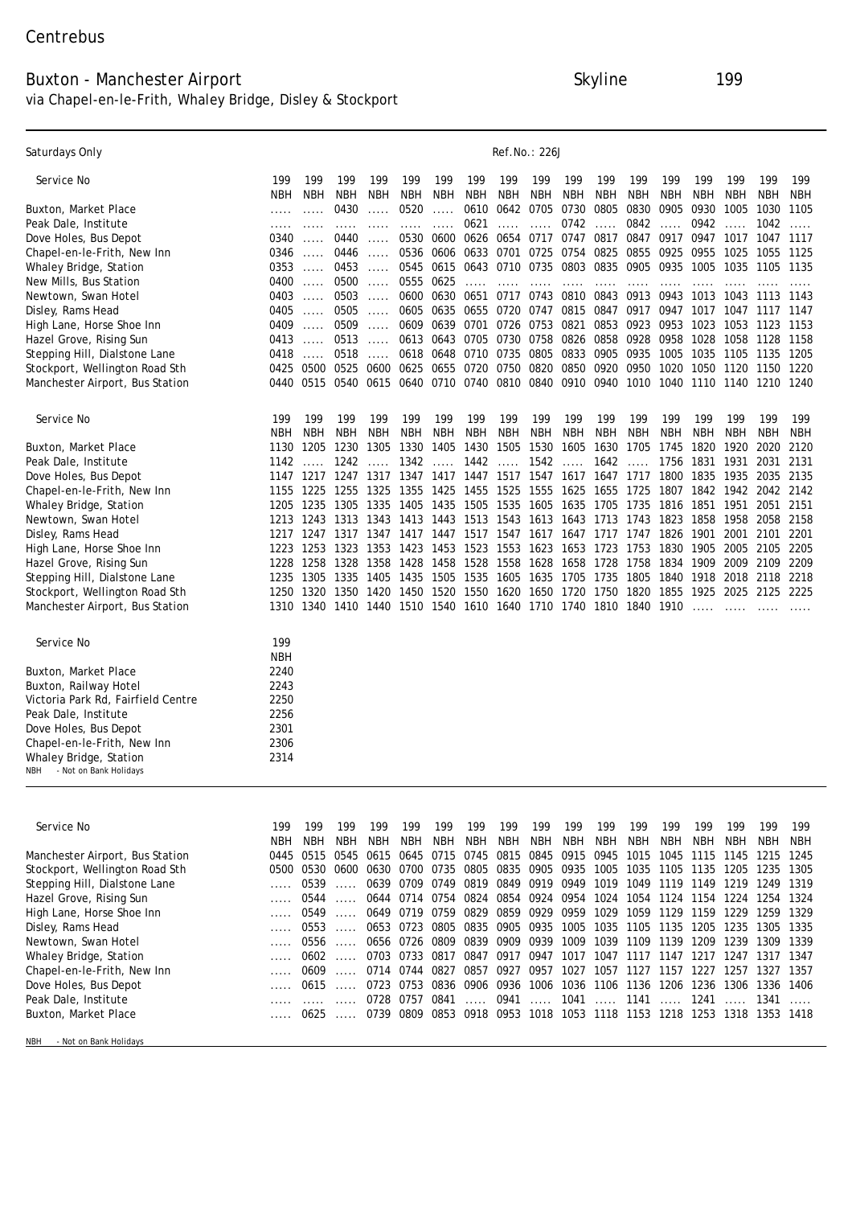Centrebus

## Buxton - Manchester Airport

via Chapel-en-le-Frith, Whaley Bridge, Disley & Stockport

Skyline 199

Saturdays Only

Ref.No.: 226J

| Service No | 199 | 199 | 199 | 199 | 199 | 199 | 199 | 199 | 199 | 199 | 199 | 199 | 199 | 199 | 199 | 199 | 199 |
|---|---|---|---|---|---|---|---|---|---|---|---|---|---|---|---|---|---|
| | NBH | NBH | NBH | NBH | NBH | NBH | NBH | NBH | NBH | NBH | NBH | NBH | NBH | NBH | NBH | NBH | NBH |
| Buxton, Market Place | ..... | ..... | 0430 | ..... | 0520 | ..... | 0610 | 0642 | 0705 | 0730 | 0805 | 0830 | 0905 | 0930 | 1005 | 1030 | 1105 |
| Peak Dale, Institute | ..... | ..... | ..... | ..... | ..... | ..... | 0621 | ..... | ..... | 0742 | ..... | 0842 | ..... | 0942 | ..... | 1042 | ..... |
| Dove Holes, Bus Depot | 0340 | ..... | 0440 | ..... | 0530 | 0600 | 0626 | 0654 | 0717 | 0747 | 0817 | 0847 | 0917 | 0947 | 1017 | 1047 | 1117 |
| Chapel-en-le-Frith, New Inn | 0346 | ..... | 0446 | ..... | 0536 | 0606 | 0633 | 0701 | 0725 | 0754 | 0825 | 0855 | 0925 | 0955 | 1025 | 1055 | 1125 |
| Whaley Bridge, Station | 0353 | ..... | 0453 | ..... | 0545 | 0615 | 0643 | 0710 | 0735 | 0803 | 0835 | 0905 | 0935 | 1005 | 1035 | 1105 | 1135 |
| New Mills, Bus Station | 0400 | ..... | 0500 | ..... | 0555 | 0625 | ..... | ..... | ..... | ..... | ..... | ..... | ..... | ..... | ..... | ..... | ..... |
| Newtown, Swan Hotel | 0403 | ..... | 0503 | ..... | 0600 | 0630 | 0651 | 0717 | 0743 | 0810 | 0843 | 0913 | 0943 | 1013 | 1043 | 1113 | 1143 |
| Disley, Rams Head | 0405 | ..... | 0505 | ..... | 0605 | 0635 | 0655 | 0720 | 0747 | 0815 | 0847 | 0917 | 0947 | 1017 | 1047 | 1117 | 1147 |
| High Lane, Horse Shoe Inn | 0409 | ..... | 0509 | ..... | 0609 | 0639 | 0701 | 0726 | 0753 | 0821 | 0853 | 0923 | 0953 | 1023 | 1053 | 1123 | 1153 |
| Hazel Grove, Rising Sun | 0413 | ..... | 0513 | ..... | 0613 | 0643 | 0705 | 0730 | 0758 | 0826 | 0858 | 0928 | 0958 | 1028 | 1058 | 1128 | 1158 |
| Stepping Hill, Dialstone Lane | 0418 | ..... | 0518 | ..... | 0618 | 0648 | 0710 | 0735 | 0805 | 0833 | 0905 | 0935 | 1005 | 1035 | 1105 | 1135 | 1205 |
| Stockport, Wellington Road Sth | 0425 | 0500 | 0525 | 0600 | 0625 | 0655 | 0720 | 0750 | 0820 | 0850 | 0920 | 0950 | 1020 | 1050 | 1120 | 1150 | 1220 |
| Manchester Airport, Bus Station | 0440 | 0515 | 0540 | 0615 | 0640 | 0710 | 0740 | 0810 | 0840 | 0910 | 0940 | 1010 | 1040 | 1110 | 1140 | 1210 | 1240 |

| Service No | 199 | 199 | 199 | 199 | 199 | 199 | 199 | 199 | 199 | 199 | 199 | 199 | 199 | 199 | 199 | 199 | 199 |
|---|---|---|---|---|---|---|---|---|---|---|---|---|---|---|---|---|---|
| | NBH | NBH | NBH | NBH | NBH | NBH | NBH | NBH | NBH | NBH | NBH | NBH | NBH | NBH | NBH | NBH | NBH |
| Buxton, Market Place | 1130 | 1205 | 1230 | 1305 | 1330 | 1405 | 1430 | 1505 | 1530 | 1605 | 1630 | 1705 | 1745 | 1820 | 1920 | 2020 | 2120 |
| Peak Dale, Institute | 1142 | ..... | 1242 | ..... | 1342 | ..... | 1442 | ..... | 1542 | ..... | 1642 | ..... | 1756 | 1831 | 1931 | 2031 | 2131 |
| Dove Holes, Bus Depot | 1147 | 1217 | 1247 | 1317 | 1347 | 1417 | 1447 | 1517 | 1547 | 1617 | 1647 | 1717 | 1800 | 1835 | 1935 | 2035 | 2135 |
| Chapel-en-le-Frith, New Inn | 1155 | 1225 | 1255 | 1325 | 1355 | 1425 | 1455 | 1525 | 1555 | 1625 | 1655 | 1725 | 1807 | 1842 | 1942 | 2042 | 2142 |
| Whaley Bridge, Station | 1205 | 1235 | 1305 | 1335 | 1405 | 1435 | 1505 | 1535 | 1605 | 1635 | 1705 | 1735 | 1816 | 1851 | 1951 | 2051 | 2151 |
| Newtown, Swan Hotel | 1213 | 1243 | 1313 | 1343 | 1413 | 1443 | 1513 | 1543 | 1613 | 1643 | 1713 | 1743 | 1823 | 1858 | 1958 | 2058 | 2158 |
| Disley, Rams Head | 1217 | 1247 | 1317 | 1347 | 1417 | 1447 | 1517 | 1547 | 1617 | 1647 | 1717 | 1747 | 1826 | 1901 | 2001 | 2101 | 2201 |
| High Lane, Horse Shoe Inn | 1223 | 1253 | 1323 | 1353 | 1423 | 1453 | 1523 | 1553 | 1623 | 1653 | 1723 | 1753 | 1830 | 1905 | 2005 | 2105 | 2205 |
| Hazel Grove, Rising Sun | 1228 | 1258 | 1328 | 1358 | 1428 | 1458 | 1528 | 1558 | 1628 | 1658 | 1728 | 1758 | 1834 | 1909 | 2009 | 2109 | 2209 |
| Stepping Hill, Dialstone Lane | 1235 | 1305 | 1335 | 1405 | 1435 | 1505 | 1535 | 1605 | 1635 | 1705 | 1735 | 1805 | 1840 | 1918 | 2018 | 2118 | 2218 |
| Stockport, Wellington Road Sth | 1250 | 1320 | 1350 | 1420 | 1450 | 1520 | 1550 | 1620 | 1650 | 1720 | 1750 | 1820 | 1855 | 1925 | 2025 | 2125 | 2225 |
| Manchester Airport, Bus Station | 1310 | 1340 | 1410 | 1440 | 1510 | 1540 | 1610 | 1640 | 1710 | 1740 | 1810 | 1840 | 1910 | ..... | ..... | ..... | ..... |

| Service No | 199 |
|---|---|
| | NBH |
| Buxton, Market Place | 2240 |
| Buxton, Railway Hotel | 2243 |
| Victoria Park Rd, Fairfield Centre | 2250 |
| Peak Dale, Institute | 2256 |
| Dove Holes, Bus Depot | 2301 |
| Chapel-en-le-Frith, New Inn | 2306 |
| Whaley Bridge, Station | 2314 |

NBH - Not on Bank Holidays

| Service No | 199 | 199 | 199 | 199 | 199 | 199 | 199 | 199 | 199 | 199 | 199 | 199 | 199 | 199 | 199 | 199 | 199 |
|---|---|---|---|---|---|---|---|---|---|---|---|---|---|---|---|---|---|
| | NBH | NBH | NBH | NBH | NBH | NBH | NBH | NBH | NBH | NBH | NBH | NBH | NBH | NBH | NBH | NBH | NBH |
| Manchester Airport, Bus Station | 0445 | 0515 | 0545 | 0615 | 0645 | 0715 | 0745 | 0815 | 0845 | 0915 | 0945 | 1015 | 1045 | 1115 | 1145 | 1215 | 1245 |
| Stockport, Wellington Road Sth | 0500 | 0530 | 0600 | 0630 | 0700 | 0735 | 0805 | 0835 | 0905 | 0935 | 1005 | 1035 | 1105 | 1135 | 1205 | 1235 | 1305 |
| Stepping Hill, Dialstone Lane | ..... | 0539 | ..... | 0639 | 0709 | 0749 | 0819 | 0849 | 0919 | 0949 | 1019 | 1049 | 1119 | 1149 | 1219 | 1249 | 1319 |
| Hazel Grove, Rising Sun | ..... | 0544 | ..... | 0644 | 0714 | 0754 | 0824 | 0854 | 0924 | 0954 | 1024 | 1054 | 1124 | 1154 | 1224 | 1254 | 1324 |
| High Lane, Horse Shoe Inn | ..... | 0549 | ..... | 0649 | 0719 | 0759 | 0829 | 0859 | 0929 | 0959 | 1029 | 1059 | 1129 | 1159 | 1229 | 1259 | 1329 |
| Disley, Rams Head | ..... | 0553 | ..... | 0653 | 0723 | 0805 | 0835 | 0905 | 0935 | 1005 | 1035 | 1105 | 1135 | 1205 | 1235 | 1305 | 1335 |
| Newtown, Swan Hotel | ..... | 0556 | ..... | 0656 | 0726 | 0809 | 0839 | 0909 | 0939 | 1009 | 1039 | 1109 | 1139 | 1209 | 1239 | 1309 | 1339 |
| Whaley Bridge, Station | ..... | 0602 | ..... | 0703 | 0733 | 0817 | 0847 | 0917 | 0947 | 1017 | 1047 | 1117 | 1147 | 1217 | 1247 | 1317 | 1347 |
| Chapel-en-le-Frith, New Inn | ..... | 0609 | ..... | 0714 | 0744 | 0827 | 0857 | 0927 | 0957 | 1027 | 1057 | 1127 | 1157 | 1227 | 1257 | 1327 | 1357 |
| Dove Holes, Bus Depot | ..... | 0615 | ..... | 0723 | 0753 | 0836 | 0906 | 0936 | 1006 | 1036 | 1106 | 1136 | 1206 | 1236 | 1306 | 1336 | 1406 |
| Peak Dale, Institute | ..... | ..... | ..... | 0728 | 0757 | 0841 | ..... | 0941 | ..... | 1041 | ..... | 1141 | ..... | 1241 | ..... | 1341 | ..... |
| Buxton, Market Place | ..... | 0625 | ..... | 0739 | 0809 | 0853 | 0918 | 0953 | 1018 | 1053 | 1118 | 1153 | 1218 | 1253 | 1318 | 1353 | 1418 |

NBH - Not on Bank Holidays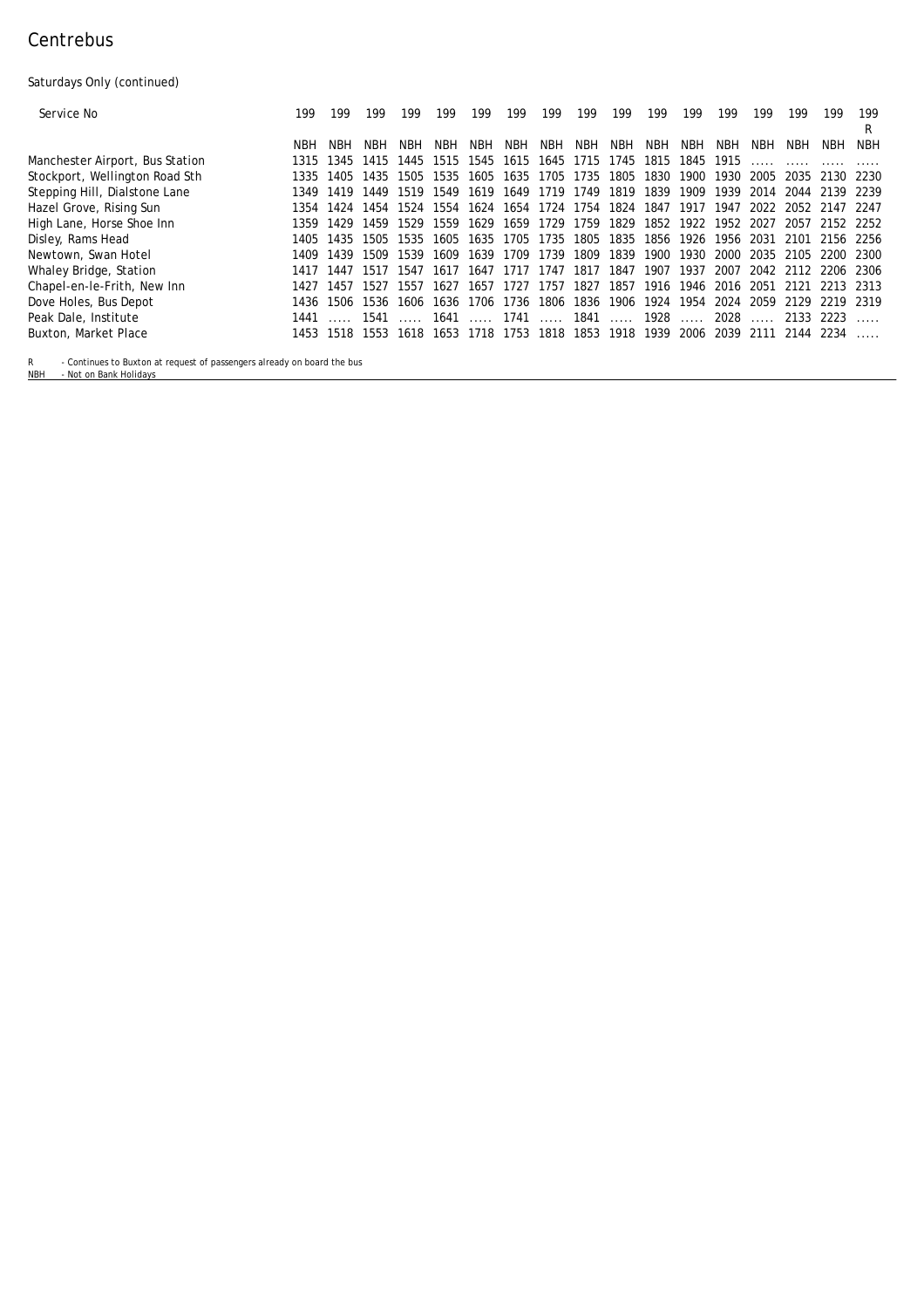# Centrebus

Saturdays Only (continued)

| Service No | 199 | 199 | 199 | 199 | 199 | 199 | 199 | 199 | 199 | 199 | 199 | 199 | 199 | 199 | 199 | 199 | 199 R |
|---|---|---|---|---|---|---|---|---|---|---|---|---|---|---|---|---|---|
| | NBH | NBH | NBH | NBH | NBH | NBH | NBH | NBH | NBH | NBH | NBH | NBH | NBH | NBH | NBH | NBH | NBH |
| Manchester Airport, Bus Station | 1315 | 1345 | 1415 | 1445 | 1515 | 1545 | 1615 | 1645 | 1715 | 1745 | 1815 | 1845 | 1915 | ..... | ..... | ..... | ..... |
| Stockport, Wellington Road Sth | 1335 | 1405 | 1435 | 1505 | 1535 | 1605 | 1635 | 1705 | 1735 | 1805 | 1830 | 1900 | 1930 | 2005 | 2035 | 2130 | 2230 |
| Stepping Hill, Dialstone Lane | 1349 | 1419 | 1449 | 1519 | 1549 | 1619 | 1649 | 1719 | 1749 | 1819 | 1839 | 1909 | 1939 | 2014 | 2044 | 2139 | 2239 |
| Hazel Grove, Rising Sun | 1354 | 1424 | 1454 | 1524 | 1554 | 1624 | 1654 | 1724 | 1754 | 1824 | 1847 | 1917 | 1947 | 2022 | 2052 | 2147 | 2247 |
| High Lane, Horse Shoe Inn | 1359 | 1429 | 1459 | 1529 | 1559 | 1629 | 1659 | 1729 | 1759 | 1829 | 1852 | 1922 | 1952 | 2027 | 2057 | 2152 | 2252 |
| Disley, Rams Head | 1405 | 1435 | 1505 | 1535 | 1605 | 1635 | 1705 | 1735 | 1805 | 1835 | 1856 | 1926 | 1956 | 2031 | 2101 | 2156 | 2256 |
| Newtown, Swan Hotel | 1409 | 1439 | 1509 | 1539 | 1609 | 1639 | 1709 | 1739 | 1809 | 1839 | 1900 | 1930 | 2000 | 2035 | 2105 | 2200 | 2300 |
| Whaley Bridge, Station | 1417 | 1447 | 1517 | 1547 | 1617 | 1647 | 1717 | 1747 | 1817 | 1847 | 1907 | 1937 | 2007 | 2042 | 2112 | 2206 | 2306 |
| Chapel-en-le-Frith, New Inn | 1427 | 1457 | 1527 | 1557 | 1627 | 1657 | 1727 | 1757 | 1827 | 1857 | 1916 | 1946 | 2016 | 2051 | 2121 | 2213 | 2313 |
| Dove Holes, Bus Depot | 1436 | 1506 | 1536 | 1606 | 1636 | 1706 | 1736 | 1806 | 1836 | 1906 | 1924 | 1954 | 2024 | 2059 | 2129 | 2219 | 2319 |
| Peak Dale, Institute | 1441 | ..... | 1541 | ..... | 1641 | ..... | 1741 | ..... | 1841 | ..... | 1928 | ..... | 2028 | ..... | 2133 | 2223 | ..... |
| Buxton, Market Place | 1453 | 1518 | 1553 | 1618 | 1653 | 1718 | 1753 | 1818 | 1853 | 1918 | 1939 | 2006 | 2039 | 2111 | 2144 | 2234 | ..... |

R - Continues to Buxton at request of passengers already on board the bus
NBH - Not on Bank Holidays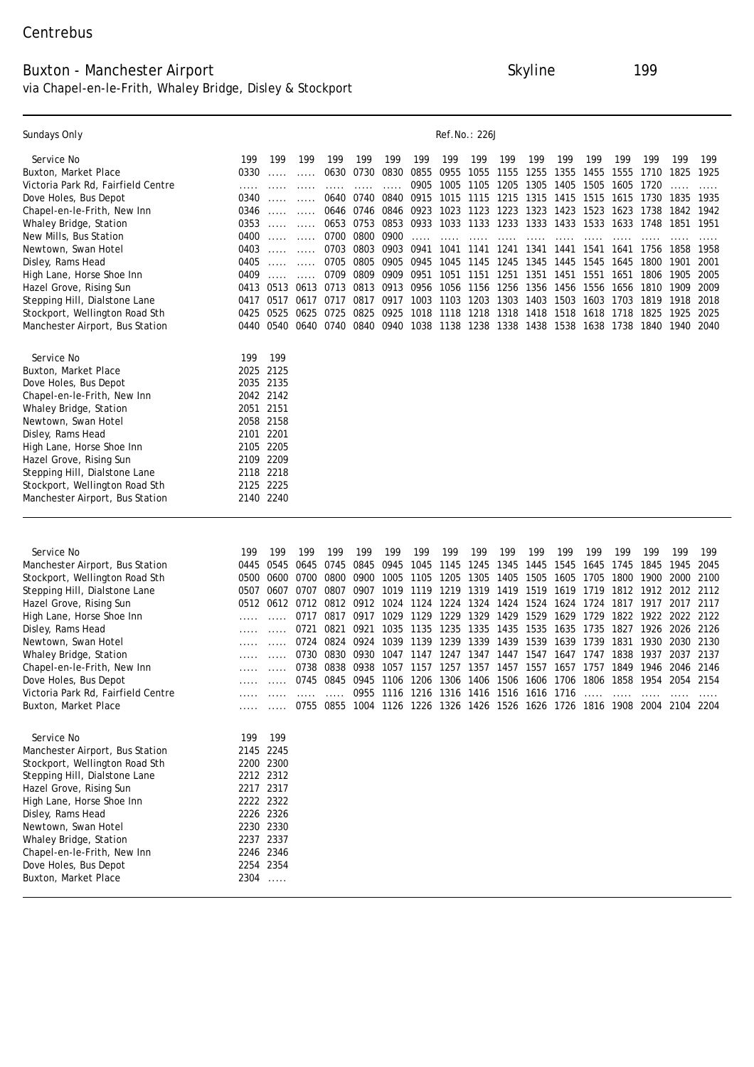Centrebus

# Buxton - Manchester Airport

Skyline 199

via Chapel-en-le-Frith, Whaley Bridge, Disley & Stockport

Sundays Only

Ref.No.: 226J

| Service No | 199 | 199 | 199 | 199 | 199 | 199 | 199 | 199 | 199 | 199 | 199 | 199 | 199 | 199 | 199 | 199 | 199 |
|---|---|---|---|---|---|---|---|---|---|---|---|---|---|---|---|---|---|
| Buxton, Market Place | 0330 | ..... | ..... | 0630 | 0730 | 0830 | 0855 | 0955 | 1055 | 1155 | 1255 | 1355 | 1455 | 1555 | 1710 | 1825 | 1925 |
| Victoria Park Rd, Fairfield Centre | ..... | ..... | ..... | ..... | ..... | ..... | 0905 | 1005 | 1105 | 1205 | 1305 | 1405 | 1505 | 1605 | 1720 | ..... | ..... |
| Dove Holes, Bus Depot | 0340 | ..... | ..... | 0640 | 0740 | 0840 | 0915 | 1015 | 1115 | 1215 | 1315 | 1415 | 1515 | 1615 | 1730 | 1835 | 1935 |
| Chapel-en-le-Frith, New Inn | 0346 | ..... | ..... | 0646 | 0746 | 0846 | 0923 | 1023 | 1123 | 1223 | 1323 | 1423 | 1523 | 1623 | 1738 | 1842 | 1942 |
| Whaley Bridge, Station | 0353 | ..... | ..... | 0653 | 0753 | 0853 | 0933 | 1033 | 1133 | 1233 | 1333 | 1433 | 1533 | 1633 | 1748 | 1851 | 1951 |
| New Mills, Bus Station | 0400 | ..... | ..... | 0700 | 0800 | 0900 | ..... | ..... | ..... | ..... | ..... | ..... | ..... | ..... | ..... | ..... | ..... |
| Newtown, Swan Hotel | 0403 | ..... | ..... | 0703 | 0803 | 0903 | 0941 | 1041 | 1141 | 1241 | 1341 | 1441 | 1541 | 1641 | 1756 | 1858 | 1958 |
| Disley, Rams Head | 0405 | ..... | ..... | 0705 | 0805 | 0905 | 0945 | 1045 | 1145 | 1245 | 1345 | 1445 | 1545 | 1645 | 1800 | 1901 | 2001 |
| High Lane, Horse Shoe Inn | 0409 | ..... | ..... | 0709 | 0809 | 0909 | 0951 | 1051 | 1151 | 1251 | 1351 | 1451 | 1551 | 1651 | 1806 | 1905 | 2005 |
| Hazel Grove, Rising Sun | 0413 | 0513 | 0613 | 0713 | 0813 | 0913 | 0956 | 1056 | 1156 | 1256 | 1356 | 1456 | 1556 | 1656 | 1810 | 1909 | 2009 |
| Stepping Hill, Dialstone Lane | 0417 | 0517 | 0617 | 0717 | 0817 | 0917 | 1003 | 1103 | 1203 | 1303 | 1403 | 1503 | 1603 | 1703 | 1819 | 1918 | 2018 |
| Stockport, Wellington Road Sth | 0425 | 0525 | 0625 | 0725 | 0825 | 0925 | 1018 | 1118 | 1218 | 1318 | 1418 | 1518 | 1618 | 1718 | 1825 | 1925 | 2025 |
| Manchester Airport, Bus Station | 0440 | 0540 | 0640 | 0740 | 0840 | 0940 | 1038 | 1138 | 1238 | 1338 | 1438 | 1538 | 1638 | 1738 | 1840 | 1940 | 2040 |

| Service No | 199 | 199 |
|---|---|---|
| Buxton, Market Place | 2025 | 2125 |
| Dove Holes, Bus Depot | 2035 | 2135 |
| Chapel-en-le-Frith, New Inn | 2042 | 2142 |
| Whaley Bridge, Station | 2051 | 2151 |
| Newtown, Swan Hotel | 2058 | 2158 |
| Disley, Rams Head | 2101 | 2201 |
| High Lane, Horse Shoe Inn | 2105 | 2205 |
| Hazel Grove, Rising Sun | 2109 | 2209 |
| Stepping Hill, Dialstone Lane | 2118 | 2218 |
| Stockport, Wellington Road Sth | 2125 | 2225 |
| Manchester Airport, Bus Station | 2140 | 2240 |

| Service No | 199 | 199 | 199 | 199 | 199 | 199 | 199 | 199 | 199 | 199 | 199 | 199 | 199 | 199 | 199 | 199 | 199 |
|---|---|---|---|---|---|---|---|---|---|---|---|---|---|---|---|---|---|
| Manchester Airport, Bus Station | 0445 | 0545 | 0645 | 0745 | 0845 | 0945 | 1045 | 1145 | 1245 | 1345 | 1445 | 1545 | 1645 | 1745 | 1845 | 1945 | 2045 |
| Stockport, Wellington Road Sth | 0500 | 0600 | 0700 | 0800 | 0900 | 1005 | 1105 | 1205 | 1305 | 1405 | 1505 | 1605 | 1705 | 1800 | 1900 | 2000 | 2100 |
| Stepping Hill, Dialstone Lane | 0507 | 0607 | 0707 | 0807 | 0907 | 1019 | 1119 | 1219 | 1319 | 1419 | 1519 | 1619 | 1719 | 1812 | 1912 | 2012 | 2112 |
| Hazel Grove, Rising Sun | 0512 | 0612 | 0712 | 0812 | 0912 | 1024 | 1124 | 1224 | 1324 | 1424 | 1524 | 1624 | 1724 | 1817 | 1917 | 2017 | 2117 |
| High Lane, Horse Shoe Inn | ..... | ..... | 0717 | 0817 | 0917 | 1029 | 1129 | 1229 | 1329 | 1429 | 1529 | 1629 | 1729 | 1822 | 1922 | 2022 | 2122 |
| Disley, Rams Head | ..... | ..... | 0721 | 0821 | 0921 | 1035 | 1135 | 1235 | 1335 | 1435 | 1535 | 1635 | 1735 | 1827 | 1926 | 2026 | 2126 |
| Newtown, Swan Hotel | ..... | ..... | 0724 | 0824 | 0924 | 1039 | 1139 | 1239 | 1339 | 1439 | 1539 | 1639 | 1739 | 1831 | 1930 | 2030 | 2130 |
| Whaley Bridge, Station | ..... | ..... | 0730 | 0830 | 0930 | 1047 | 1147 | 1247 | 1347 | 1447 | 1547 | 1647 | 1747 | 1838 | 1937 | 2037 | 2137 |
| Chapel-en-le-Frith, New Inn | ..... | ..... | 0738 | 0838 | 0938 | 1057 | 1157 | 1257 | 1357 | 1457 | 1557 | 1657 | 1757 | 1849 | 1946 | 2046 | 2146 |
| Dove Holes, Bus Depot | ..... | ..... | 0745 | 0845 | 0945 | 1106 | 1206 | 1306 | 1406 | 1506 | 1606 | 1706 | 1806 | 1858 | 1954 | 2054 | 2154 |
| Victoria Park Rd, Fairfield Centre | ..... | ..... | ..... | ..... | 0955 | 1116 | 1216 | 1316 | 1416 | 1516 | 1616 | 1716 | ..... | ..... | ..... | ..... | ..... |
| Buxton, Market Place | ..... | ..... | 0755 | 0855 | 1004 | 1126 | 1226 | 1326 | 1426 | 1526 | 1626 | 1726 | 1816 | 1908 | 2004 | 2104 | 2204 |

| Service No | 199 | 199 |
|---|---|---|
| Manchester Airport, Bus Station | 2145 | 2245 |
| Stockport, Wellington Road Sth | 2200 | 2300 |
| Stepping Hill, Dialstone Lane | 2212 | 2312 |
| Hazel Grove, Rising Sun | 2217 | 2317 |
| High Lane, Horse Shoe Inn | 2222 | 2322 |
| Disley, Rams Head | 2226 | 2326 |
| Newtown, Swan Hotel | 2230 | 2330 |
| Whaley Bridge, Station | 2237 | 2337 |
| Chapel-en-le-Frith, New Inn | 2246 | 2346 |
| Dove Holes, Bus Depot | 2254 | 2354 |
| Buxton, Market Place | 2304 | ..... |